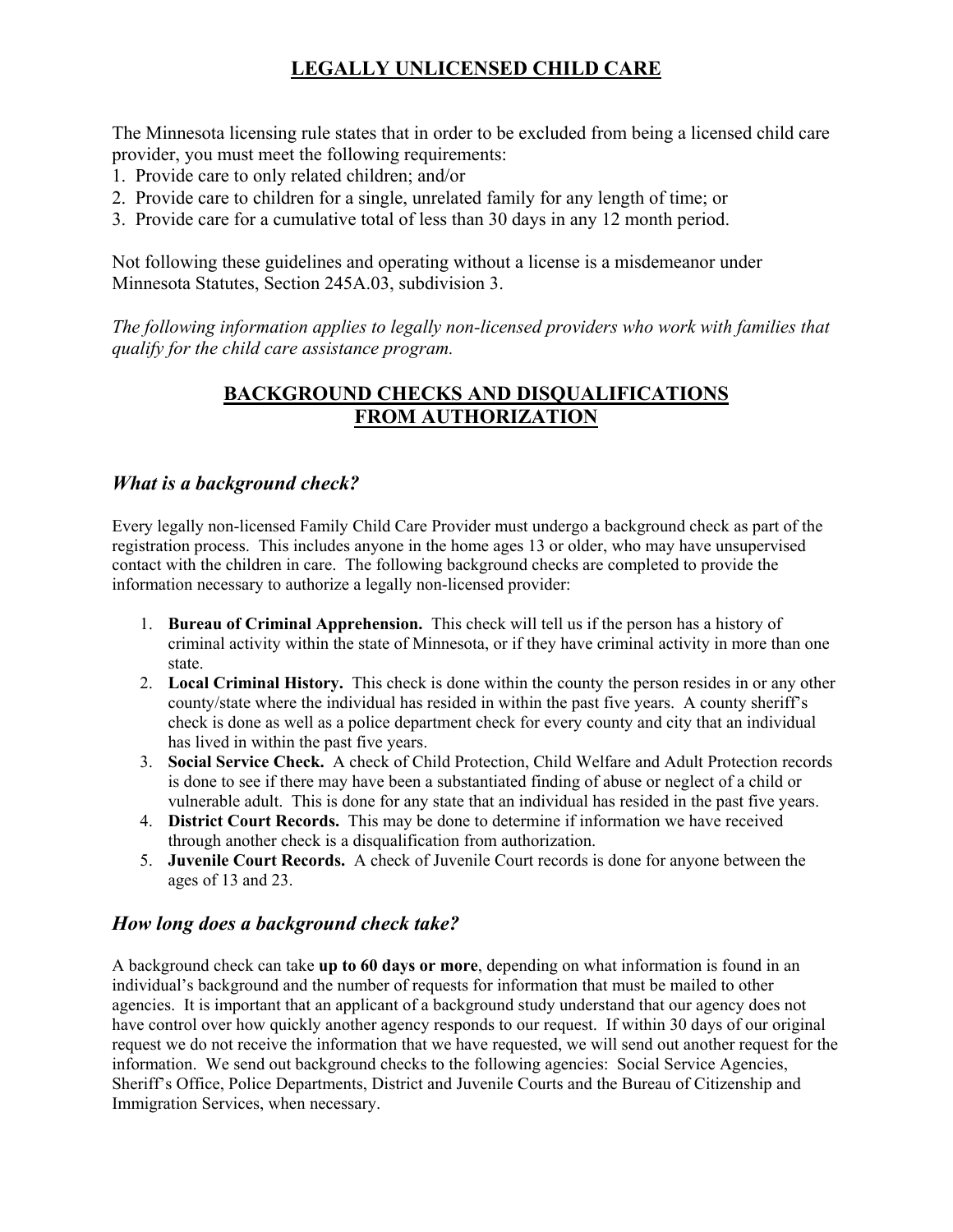# LEGALLY UNLICENSED CHILD CARE

The Minnesota licensing rule states that in order to be excluded from being a licensed child care provider, you must meet the following requirements:

1. Provide care to only related children; and/or
2. Provide care to children for a single, unrelated family for any length of time; or
3. Provide care for a cumulative total of less than 30 days in any 12 month period.

Not following these guidelines and operating without a license is a misdemeanor under Minnesota Statutes, Section 245A.03, subdivision 3.

*The following information applies to legally non-licensed providers who work with families that qualify for the child care assistance program.*

## BACKGROUND CHECKS AND DISQUALIFICATIONS FROM AUTHORIZATION

### *What is a background check?*

Every legally non-licensed Family Child Care Provider must undergo a background check as part of the registration process. This includes anyone in the home ages 13 or older, who may have unsupervised contact with the children in care. The following background checks are completed to provide the information necessary to authorize a legally non-licensed provider:

1. **Bureau of Criminal Apprehension.** This check will tell us if the person has a history of criminal activity within the state of Minnesota, or if they have criminal activity in more than one state.
2. **Local Criminal History.** This check is done within the county the person resides in or any other county/state where the individual has resided in within the past five years. A county sheriff's check is done as well as a police department check for every county and city that an individual has lived in within the past five years.
3. **Social Service Check.** A check of Child Protection, Child Welfare and Adult Protection records is done to see if there may have been a substantiated finding of abuse or neglect of a child or vulnerable adult. This is done for any state that an individual has resided in the past five years.
4. **District Court Records.** This may be done to determine if information we have received through another check is a disqualification from authorization.
5. **Juvenile Court Records.** A check of Juvenile Court records is done for anyone between the ages of 13 and 23.

### *How long does a background check take?*

A background check can take **up to 60 days or more**, depending on what information is found in an individual's background and the number of requests for information that must be mailed to other agencies. It is important that an applicant of a background study understand that our agency does not have control over how quickly another agency responds to our request. If within 30 days of our original request we do not receive the information that we have requested, we will send out another request for the information. We send out background checks to the following agencies: Social Service Agencies, Sheriff's Office, Police Departments, District and Juvenile Courts and the Bureau of Citizenship and Immigration Services, when necessary.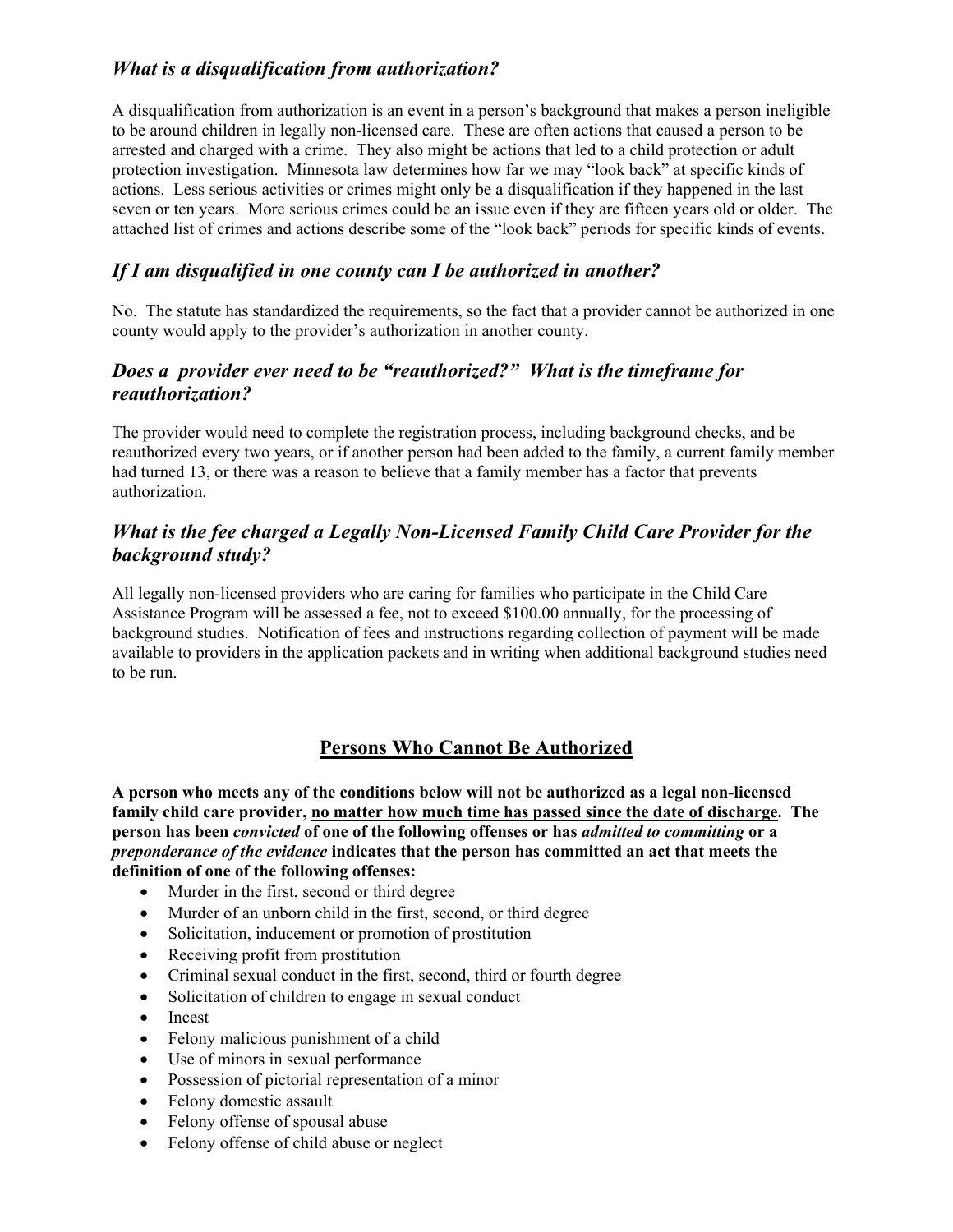### *What is a disqualification from authorization?*

A disqualification from authorization is an event in a person's background that makes a person ineligible to be around children in legally non-licensed care. These are often actions that caused a person to be arrested and charged with a crime. They also might be actions that led to a child protection or adult protection investigation. Minnesota law determines how far we may "look back" at specific kinds of actions. Less serious activities or crimes might only be a disqualification if they happened in the last seven or ten years. More serious crimes could be an issue even if they are fifteen years old or older. The attached list of crimes and actions describe some of the "look back" periods for specific kinds of events.

### *If I am disqualified in one county can I be authorized in another?*

No. The statute has standardized the requirements, so the fact that a provider cannot be authorized in one county would apply to the provider's authorization in another county.

### *Does a provider ever need to be "reauthorized?" What is the timeframe for reauthorization?*

The provider would need to complete the registration process, including background checks, and be reauthorized every two years, or if another person had been added to the family, a current family member had turned 13, or there was a reason to believe that a family member has a factor that prevents authorization.

### *What is the fee charged a Legally Non-Licensed Family Child Care Provider for the background study?*

All legally non-licensed providers who are caring for families who participate in the Child Care Assistance Program will be assessed a fee, not to exceed $100.00 annually, for the processing of background studies. Notification of fees and instructions regarding collection of payment will be made available to providers in the application packets and in writing when additional background studies need to be run.

## Persons Who Cannot Be Authorized

**A person who meets any of the conditions below will not be authorized as a legal non-licensed family child care provider, <u>no matter how much time has passed since the date of discharge</u>. The person has been *convicted* of one of the following offenses or has *admitted to committing* or a *preponderance of the evidence* indicates that the person has committed an act that meets the definition of one of the following offenses:**

- Murder in the first, second or third degree
- Murder of an unborn child in the first, second, or third degree
- Solicitation, inducement or promotion of prostitution
- Receiving profit from prostitution
- Criminal sexual conduct in the first, second, third or fourth degree
- Solicitation of children to engage in sexual conduct
- Incest
- Felony malicious punishment of a child
- Use of minors in sexual performance
- Possession of pictorial representation of a minor
- Felony domestic assault
- Felony offense of spousal abuse
- Felony offense of child abuse or neglect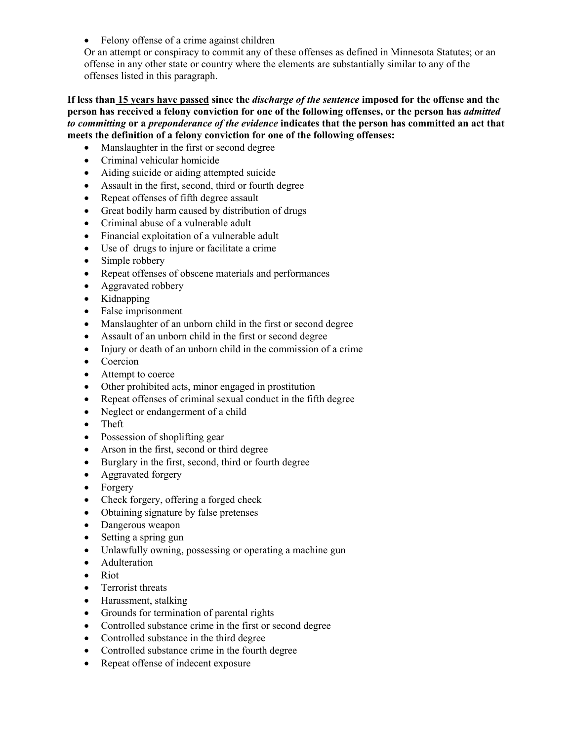- Felony offense of a crime against children

Or an attempt or conspiracy to commit any of these offenses as defined in Minnesota Statutes; or an offense in any other state or country where the elements are substantially similar to any of the offenses listed in this paragraph.

**If less than <u>15 years have passed</u> since the *discharge of the sentence* imposed for the offense and the person has received a felony conviction for one of the following offenses, or the person has *admitted to committing* or a *preponderance of the evidence* indicates that the person has committed an act that meets the definition of a felony conviction for one of the following offenses:**

- Manslaughter in the first or second degree
- Criminal vehicular homicide
- Aiding suicide or aiding attempted suicide
- Assault in the first, second, third or fourth degree
- Repeat offenses of fifth degree assault
- Great bodily harm caused by distribution of drugs
- Criminal abuse of a vulnerable adult
- Financial exploitation of a vulnerable adult
- Use of drugs to injure or facilitate a crime
- Simple robbery
- Repeat offenses of obscene materials and performances
- Aggravated robbery
- Kidnapping
- False imprisonment
- Manslaughter of an unborn child in the first or second degree
- Assault of an unborn child in the first or second degree
- Injury or death of an unborn child in the commission of a crime
- Coercion
- Attempt to coerce
- Other prohibited acts, minor engaged in prostitution
- Repeat offenses of criminal sexual conduct in the fifth degree
- Neglect or endangerment of a child
- Theft
- Possession of shoplifting gear
- Arson in the first, second or third degree
- Burglary in the first, second, third or fourth degree
- Aggravated forgery
- Forgery
- Check forgery, offering a forged check
- Obtaining signature by false pretenses
- Dangerous weapon
- Setting a spring gun
- Unlawfully owning, possessing or operating a machine gun
- Adulteration
- Riot
- Terrorist threats
- Harassment, stalking
- Grounds for termination of parental rights
- Controlled substance crime in the first or second degree
- Controlled substance in the third degree
- Controlled substance crime in the fourth degree
- Repeat offense of indecent exposure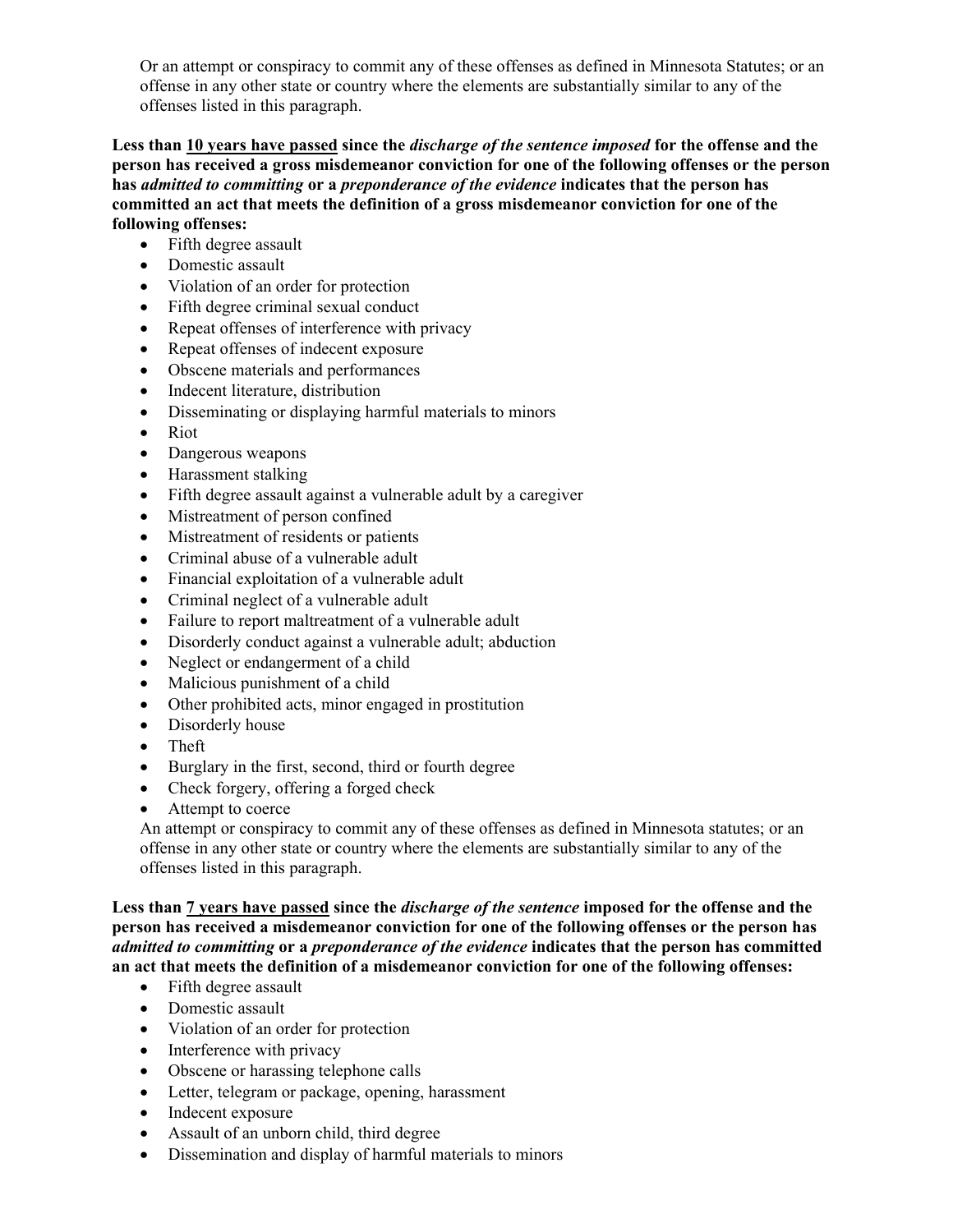Or an attempt or conspiracy to commit any of these offenses as defined in Minnesota Statutes; or an offense in any other state or country where the elements are substantially similar to any of the offenses listed in this paragraph.

**Less than <u>10 years have passed</u> since the *discharge of the sentence imposed* for the offense and the person has received a gross misdemeanor conviction for one of the following offenses or the person has *admitted to committing* or a *preponderance of the evidence* indicates that the person has committed an act that meets the definition of a gross misdemeanor conviction for one of the following offenses:**

- Fifth degree assault
- Domestic assault
- Violation of an order for protection
- Fifth degree criminal sexual conduct
- Repeat offenses of interference with privacy
- Repeat offenses of indecent exposure
- Obscene materials and performances
- Indecent literature, distribution
- Disseminating or displaying harmful materials to minors
- Riot
- Dangerous weapons
- Harassment stalking
- Fifth degree assault against a vulnerable adult by a caregiver
- Mistreatment of person confined
- Mistreatment of residents or patients
- Criminal abuse of a vulnerable adult
- Financial exploitation of a vulnerable adult
- Criminal neglect of a vulnerable adult
- Failure to report maltreatment of a vulnerable adult
- Disorderly conduct against a vulnerable adult; abduction
- Neglect or endangerment of a child
- Malicious punishment of a child
- Other prohibited acts, minor engaged in prostitution
- Disorderly house
- Theft
- Burglary in the first, second, third or fourth degree
- Check forgery, offering a forged check
- Attempt to coerce

An attempt or conspiracy to commit any of these offenses as defined in Minnesota statutes; or an offense in any other state or country where the elements are substantially similar to any of the offenses listed in this paragraph.

**Less than <u>7 years have passed</u> since the *discharge of the sentence* imposed for the offense and the person has received a misdemeanor conviction for one of the following offenses or the person has *admitted to committing* or a *preponderance of the evidence* indicates that the person has committed an act that meets the definition of a misdemeanor conviction for one of the following offenses:**

- Fifth degree assault
- Domestic assault
- Violation of an order for protection
- Interference with privacy
- Obscene or harassing telephone calls
- Letter, telegram or package, opening, harassment
- Indecent exposure
- Assault of an unborn child, third degree
- Dissemination and display of harmful materials to minors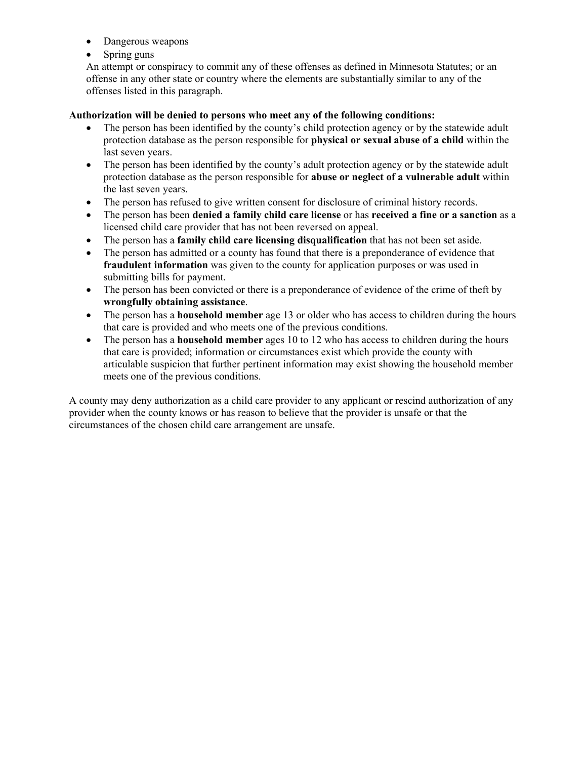- Dangerous weapons
- Spring guns

An attempt or conspiracy to commit any of these offenses as defined in Minnesota Statutes; or an offense in any other state or country where the elements are substantially similar to any of the offenses listed in this paragraph.

**Authorization will be denied to persons who meet any of the following conditions:**

- The person has been identified by the county's child protection agency or by the statewide adult protection database as the person responsible for **physical or sexual abuse of a child** within the last seven years.
- The person has been identified by the county's adult protection agency or by the statewide adult protection database as the person responsible for **abuse or neglect of a vulnerable adult** within the last seven years.
- The person has refused to give written consent for disclosure of criminal history records.
- The person has been **denied a family child care license** or has **received a fine or a sanction** as a licensed child care provider that has not been reversed on appeal.
- The person has a **family child care licensing disqualification** that has not been set aside.
- The person has admitted or a county has found that there is a preponderance of evidence that **fraudulent information** was given to the county for application purposes or was used in submitting bills for payment.
- The person has been convicted or there is a preponderance of evidence of the crime of theft by **wrongfully obtaining assistance**.
- The person has a **household member** age 13 or older who has access to children during the hours that care is provided and who meets one of the previous conditions.
- The person has a **household member** ages 10 to 12 who has access to children during the hours that care is provided; information or circumstances exist which provide the county with articulable suspicion that further pertinent information may exist showing the household member meets one of the previous conditions.

A county may deny authorization as a child care provider to any applicant or rescind authorization of any provider when the county knows or has reason to believe that the provider is unsafe or that the circumstances of the chosen child care arrangement are unsafe.